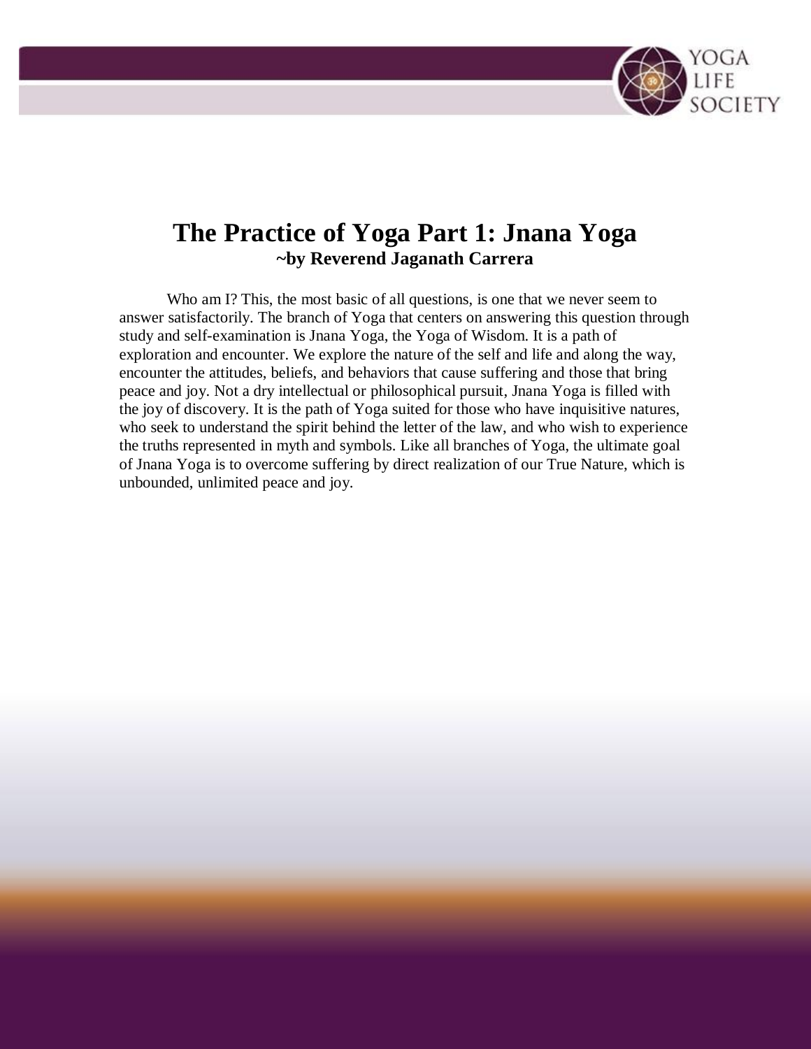# The Practice of Yoga Part 1: Jnana Yoga

**~by Reverend Jaganath Carrera**

Who am I? This, the most basic of all questions, is one that we never seem to answer satisfactorily. The branch of Yoga that centers on answering this question through study and self-examination is Jnana Yoga, the Yoga of Wisdom. It is a path of exploration and encounter. We explore the nature of the self and life and along the way, encounter the attitudes, beliefs, and behaviors that cause suffering and those that bring peace and joy. Not a dry intellectual or philosophical pursuit, Jnana Yoga is filled with the joy of discovery. It is the path of Yoga suited for those who have inquisitive natures, who seek to understand the spirit behind the letter of the law, and who wish to experience the truths represented in myth and symbols. Like all branches of Yoga, the ultimate goal of Jnana Yoga is to overcome suffering by direct realization of our True Nature, which is unbounded, unlimited peace and joy.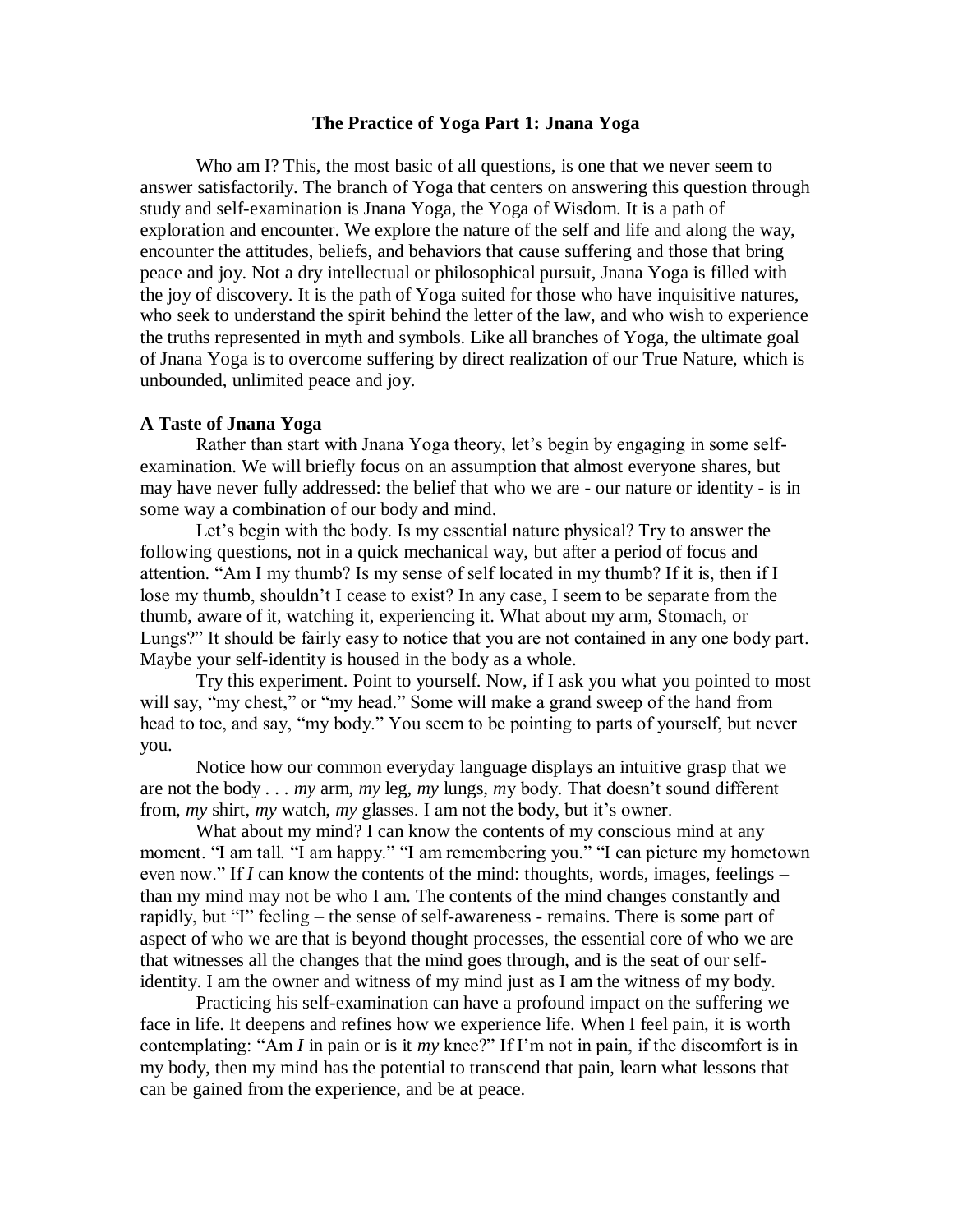# The Practice of Yoga Part 1: Jnana Yoga

Who am I? This, the most basic of all questions, is one that we never seem to answer satisfactorily. The branch of Yoga that centers on answering this question through study and self-examination is Jnana Yoga, the Yoga of Wisdom. It is a path of exploration and encounter. We explore the nature of the self and life and along the way, encounter the attitudes, beliefs, and behaviors that cause suffering and those that bring peace and joy. Not a dry intellectual or philosophical pursuit, Jnana Yoga is filled with the joy of discovery. It is the path of Yoga suited for those who have inquisitive natures, who seek to understand the spirit behind the letter of the law, and who wish to experience the truths represented in myth and symbols. Like all branches of Yoga, the ultimate goal of Jnana Yoga is to overcome suffering by direct realization of our True Nature, which is unbounded, unlimited peace and joy.

**A Taste of Jnana Yoga**

Rather than start with Jnana Yoga theory, let's begin by engaging in some self-examination. We will briefly focus on an assumption that almost everyone shares, but may have never fully addressed: the belief that who we are - our nature or identity - is in some way a combination of our body and mind.

Let's begin with the body. Is my essential nature physical? Try to answer the following questions, not in a quick mechanical way, but after a period of focus and attention. "Am I my thumb? Is my sense of self located in my thumb? If it is, then if I lose my thumb, shouldn't I cease to exist? In any case, I seem to be separate from the thumb, aware of it, watching it, experiencing it. What about my arm, Stomach, or Lungs?" It should be fairly easy to notice that you are not contained in any one body part. Maybe your self-identity is housed in the body as a whole.

Try this experiment. Point to yourself. Now, if I ask you what you pointed to most will say, "my chest," or "my head." Some will make a grand sweep of the hand from head to toe, and say, "my body." You seem to be pointing to parts of yourself, but never you.

Notice how our common everyday language displays an intuitive grasp that we are not the body . . . *my* arm, *my* leg, *my* lungs, *my* body. That doesn't sound different from, *my* shirt, *my* watch, *my* glasses. I am not the body, but it's owner.

What about my mind? I can know the contents of my conscious mind at any moment. "I am tall. "I am happy." "I am remembering you." "I can picture my hometown even now." If *I* can know the contents of the mind: thoughts, words, images, feelings – than my mind may not be who I am. The contents of the mind changes constantly and rapidly, but "I" feeling – the sense of self-awareness - remains. There is some part of aspect of who we are that is beyond thought processes, the essential core of who we are that witnesses all the changes that the mind goes through, and is the seat of our self-identity. I am the owner and witness of my mind just as I am the witness of my body.

Practicing his self-examination can have a profound impact on the suffering we face in life. It deepens and refines how we experience life. When I feel pain, it is worth contemplating: "Am *I* in pain or is it *my* knee?" If I'm not in pain, if the discomfort is in my body, then my mind has the potential to transcend that pain, learn what lessons that can be gained from the experience, and be at peace.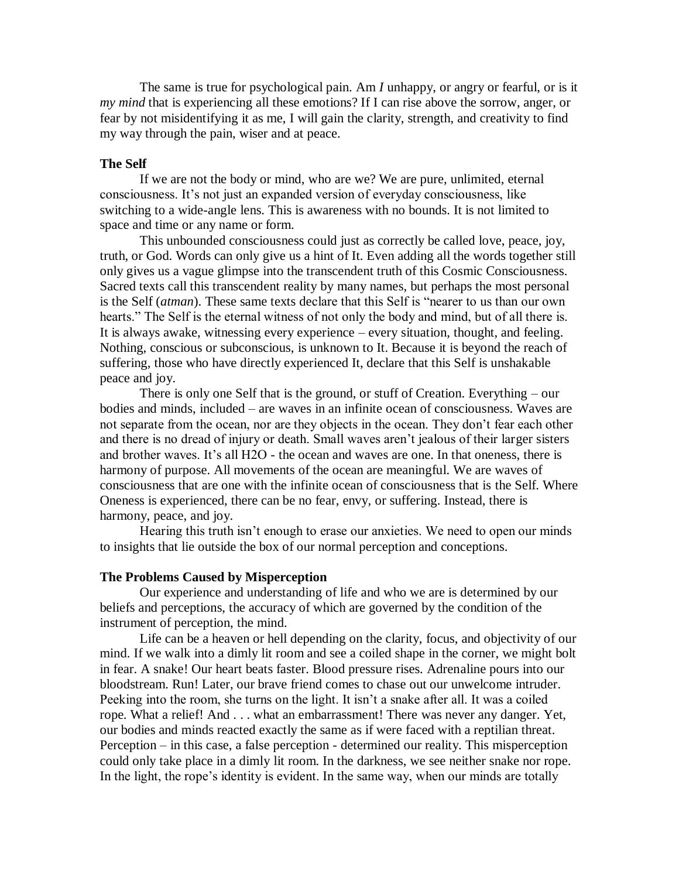The same is true for psychological pain. Am *I* unhappy, or angry or fearful, or is it *my mind* that is experiencing all these emotions? If I can rise above the sorrow, anger, or fear by not misidentifying it as me, I will gain the clarity, strength, and creativity to find my way through the pain, wiser and at peace.

**The Self**

If we are not the body or mind, who are we? We are pure, unlimited, eternal consciousness. It's not just an expanded version of everyday consciousness, like switching to a wide-angle lens. This is awareness with no bounds. It is not limited to space and time or any name or form.

This unbounded consciousness could just as correctly be called love, peace, joy, truth, or God. Words can only give us a hint of It. Even adding all the words together still only gives us a vague glimpse into the transcendent truth of this Cosmic Consciousness. Sacred texts call this transcendent reality by many names, but perhaps the most personal is the Self (*atman*). These same texts declare that this Self is "nearer to us than our own hearts." The Self is the eternal witness of not only the body and mind, but of all there is. It is always awake, witnessing every experience – every situation, thought, and feeling. Nothing, conscious or subconscious, is unknown to It. Because it is beyond the reach of suffering, those who have directly experienced It, declare that this Self is unshakable peace and joy.

There is only one Self that is the ground, or stuff of Creation. Everything – our bodies and minds, included – are waves in an infinite ocean of consciousness. Waves are not separate from the ocean, nor are they objects in the ocean. They don't fear each other and there is no dread of injury or death. Small waves aren't jealous of their larger sisters and brother waves. It's all H2O - the ocean and waves are one. In that oneness, there is harmony of purpose. All movements of the ocean are meaningful. We are waves of consciousness that are one with the infinite ocean of consciousness that is the Self. Where Oneness is experienced, there can be no fear, envy, or suffering. Instead, there is harmony, peace, and joy.

Hearing this truth isn't enough to erase our anxieties. We need to open our minds to insights that lie outside the box of our normal perception and conceptions.

**The Problems Caused by Misperception**

Our experience and understanding of life and who we are is determined by our beliefs and perceptions, the accuracy of which are governed by the condition of the instrument of perception, the mind.

Life can be a heaven or hell depending on the clarity, focus, and objectivity of our mind. If we walk into a dimly lit room and see a coiled shape in the corner, we might bolt in fear. A snake! Our heart beats faster. Blood pressure rises. Adrenaline pours into our bloodstream. Run! Later, our brave friend comes to chase out our unwelcome intruder. Peeking into the room, she turns on the light. It isn't a snake after all. It was a coiled rope. What a relief! And . . . what an embarrassment! There was never any danger. Yet, our bodies and minds reacted exactly the same as if were faced with a reptilian threat. Perception – in this case, a false perception - determined our reality. This misperception could only take place in a dimly lit room. In the darkness, we see neither snake nor rope. In the light, the rope's identity is evident. In the same way, when our minds are totally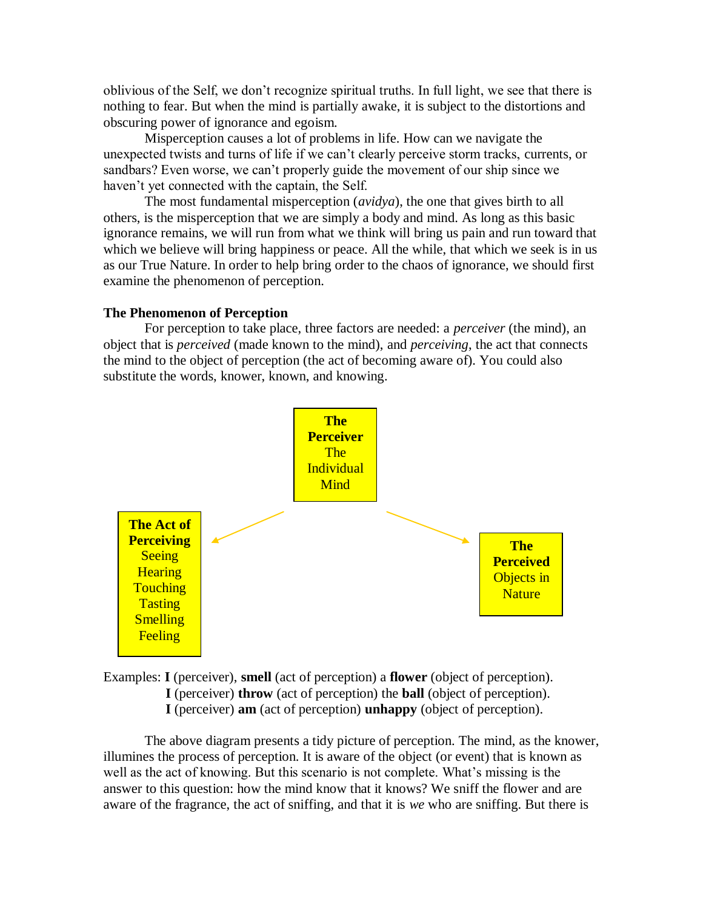oblivious of the Self, we don't recognize spiritual truths. In full light, we see that there is nothing to fear. But when the mind is partially awake, it is subject to the distortions and obscuring power of ignorance and egoism.

Misperception causes a lot of problems in life. How can we navigate the unexpected twists and turns of life if we can't clearly perceive storm tracks, currents, or sandbars? Even worse, we can't properly guide the movement of our ship since we haven't yet connected with the captain, the Self.

The most fundamental misperception (*avidya*), the one that gives birth to all others, is the misperception that we are simply a body and mind. As long as this basic ignorance remains, we will run from what we think will bring us pain and run toward that which we believe will bring happiness or peace. All the while, that which we seek is in us as our True Nature. In order to help bring order to the chaos of ignorance, we should first examine the phenomenon of perception.

**The Phenomenon of Perception**

For perception to take place, three factors are needed: a *perceiver* (the mind), an object that is *perceived* (made known to the mind), and *perceiving*, the act that connects the mind to the object of perception (the act of becoming aware of). You could also substitute the words, knower, known, and knowing.

**The Perceiver**
The Individual Mind

**The Act of Perceiving**
Seeing
Hearing
Touching
Tasting
Smelling
Feeling

**The Perceived**
Objects in Nature

Examples: **I** (perceiver), **smell** (act of perception) a **flower** (object of perception).
**I** (perceiver) **throw** (act of perception) the **ball** (object of perception).
**I** (perceiver) **am** (act of perception) **unhappy** (object of perception).

The above diagram presents a tidy picture of perception. The mind, as the knower, illumines the process of perception. It is aware of the object (or event) that is known as well as the act of knowing. But this scenario is not complete. What's missing is the answer to this question: how the mind know that it knows? We sniff the flower and are aware of the fragrance, the act of sniffing, and that it is *we* who are sniffing. But there is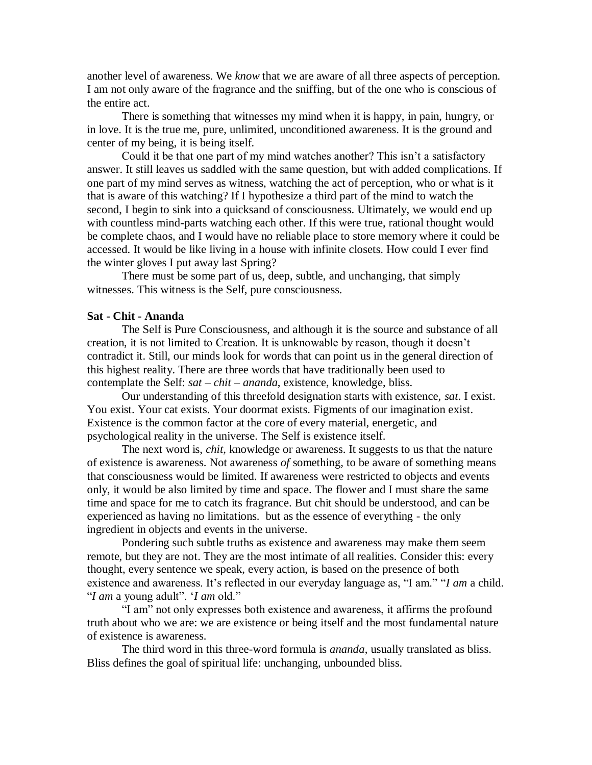another level of awareness. We *know* that we are aware of all three aspects of perception. I am not only aware of the fragrance and the sniffing, but of the one who is conscious of the entire act.

There is something that witnesses my mind when it is happy, in pain, hungry, or in love. It is the true me, pure, unlimited, unconditioned awareness. It is the ground and center of my being, it is being itself.

Could it be that one part of my mind watches another? This isn't a satisfactory answer. It still leaves us saddled with the same question, but with added complications. If one part of my mind serves as witness, watching the act of perception, who or what is it that is aware of this watching? If I hypothesize a third part of the mind to watch the second, I begin to sink into a quicksand of consciousness. Ultimately, we would end up with countless mind-parts watching each other. If this were true, rational thought would be complete chaos, and I would have no reliable place to store memory where it could be accessed. It would be like living in a house with infinite closets. How could I ever find the winter gloves I put away last Spring?

There must be some part of us, deep, subtle, and unchanging, that simply witnesses. This witness is the Self, pure consciousness.

**Sat - Chit - Ananda**

The Self is Pure Consciousness, and although it is the source and substance of all creation, it is not limited to Creation. It is unknowable by reason, though it doesn't contradict it. Still, our minds look for words that can point us in the general direction of this highest reality. There are three words that have traditionally been used to contemplate the Self: *sat* – *chit* – *ananda*, existence, knowledge, bliss.

Our understanding of this threefold designation starts with existence, *sat*. I exist. You exist. Your cat exists. Your doormat exists. Figments of our imagination exist. Existence is the common factor at the core of every material, energetic, and psychological reality in the universe. The Self is existence itself.

The next word is, *chit*, knowledge or awareness. It suggests to us that the nature of existence is awareness. Not awareness *of* something, to be aware of something means that consciousness would be limited. If awareness were restricted to objects and events only, it would be also limited by time and space. The flower and I must share the same time and space for me to catch its fragrance. But chit should be understood, and can be experienced as having no limitations.  but as the essence of everything - the only ingredient in objects and events in the universe.

Pondering such subtle truths as existence and awareness may make them seem remote, but they are not. They are the most intimate of all realities. Consider this: every thought, every sentence we speak, every action, is based on the presence of both existence and awareness. It's reflected in our everyday language as, "I am." "*I am* a child. "*I am* a young adult". '*I am* old."

"I am" not only expresses both existence and awareness, it affirms the profound truth about who we are: we are existence or being itself and the most fundamental nature of existence is awareness.

The third word in this three-word formula is *ananda*, usually translated as bliss. Bliss defines the goal of spiritual life: unchanging, unbounded bliss.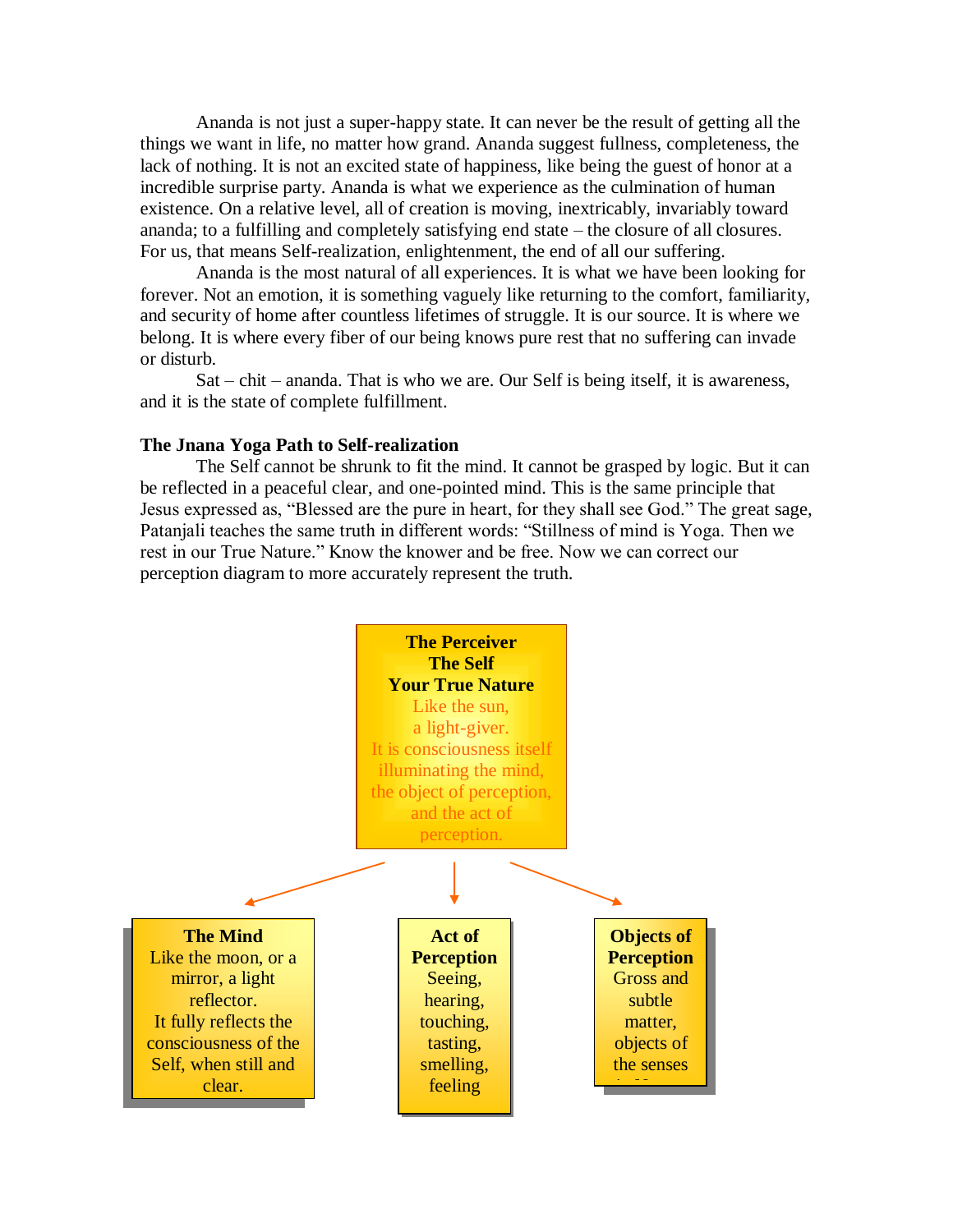Ananda is not just a super-happy state. It can never be the result of getting all the things we want in life, no matter how grand. Ananda suggest fullness, completeness, the lack of nothing. It is not an excited state of happiness, like being the guest of honor at a incredible surprise party. Ananda is what we experience as the culmination of human existence. On a relative level, all of creation is moving, inextricably, invariably toward ananda; to a fulfilling and completely satisfying end state – the closure of all closures. For us, that means Self-realization, enlightenment, the end of all our suffering.

Ananda is the most natural of all experiences. It is what we have been looking for forever. Not an emotion, it is something vaguely like returning to the comfort, familiarity, and security of home after countless lifetimes of struggle. It is our source. It is where we belong. It is where every fiber of our being knows pure rest that no suffering can invade or disturb.

Sat – chit – ananda. That is who we are. Our Self is being itself, it is awareness, and it is the state of complete fulfillment.

**The Jnana Yoga Path to Self-realization**

The Self cannot be shrunk to fit the mind. It cannot be grasped by logic. But it can be reflected in a peaceful clear, and one-pointed mind. This is the same principle that Jesus expressed as, "Blessed are the pure in heart, for they shall see God." The great sage, Patanjali teaches the same truth in different words: "Stillness of mind is Yoga. Then we rest in our True Nature." Know the knower and be free. Now we can correct our perception diagram to more accurately represent the truth.

**The Perceiver**
**The Self**
**Your True Nature**
Like the sun,
a light-giver.
It is consciousness itself illuminating the mind, the object of perception, and the act of perception.

**The Mind**
Like the moon, or a mirror, a light reflector.
It fully reflects the consciousness of the Self, when still and clear.

**Act of Perception**
Seeing, hearing, touching, tasting, smelling, feeling

**Objects of Perception**
Gross and subtle matter, objects of the senses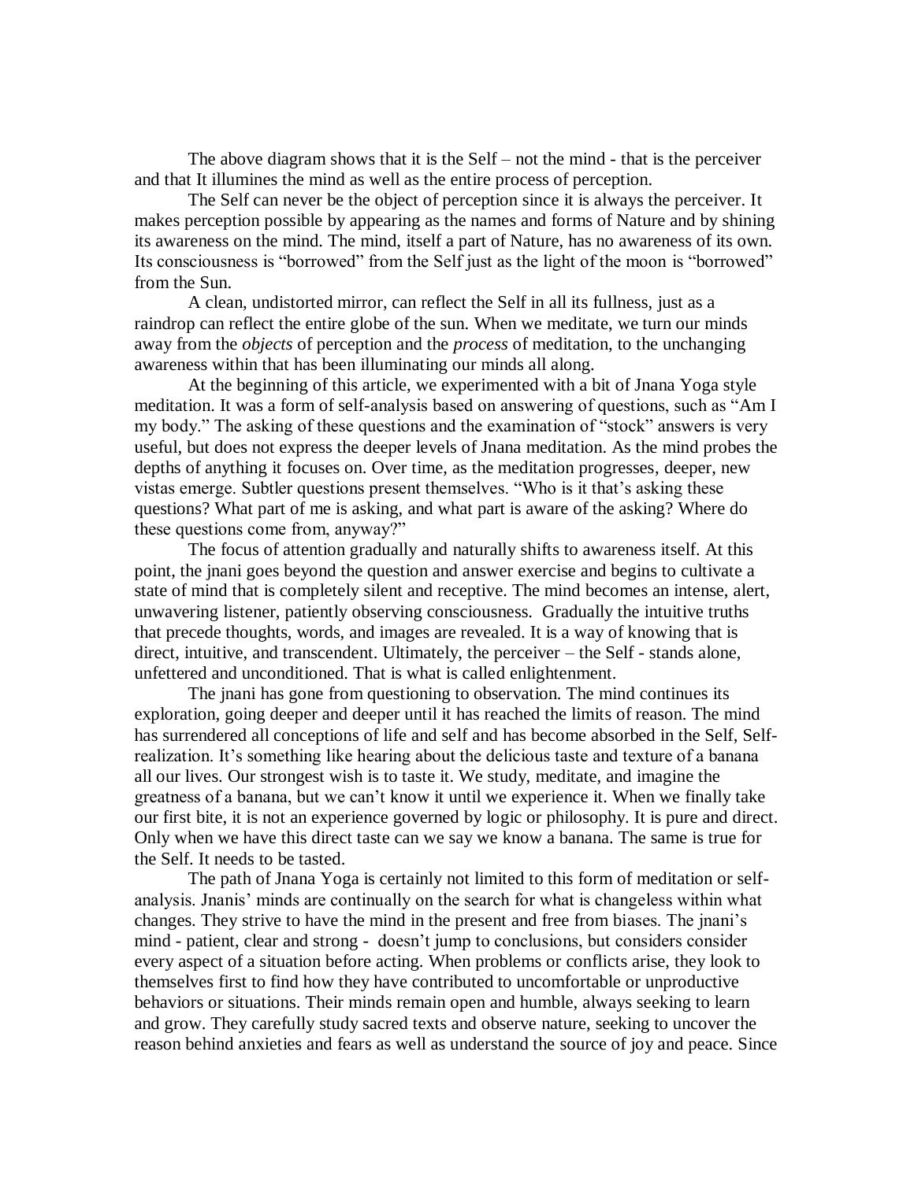The above diagram shows that it is the Self – not the mind - that is the perceiver and that It illumines the mind as well as the entire process of perception.

The Self can never be the object of perception since it is always the perceiver. It makes perception possible by appearing as the names and forms of Nature and by shining its awareness on the mind. The mind, itself a part of Nature, has no awareness of its own. Its consciousness is "borrowed" from the Self just as the light of the moon is "borrowed" from the Sun.

A clean, undistorted mirror, can reflect the Self in all its fullness, just as a raindrop can reflect the entire globe of the sun. When we meditate, we turn our minds away from the *objects* of perception and the *process* of meditation, to the unchanging awareness within that has been illuminating our minds all along.

At the beginning of this article, we experimented with a bit of Jnana Yoga style meditation. It was a form of self-analysis based on answering of questions, such as "Am I my body." The asking of these questions and the examination of "stock" answers is very useful, but does not express the deeper levels of Jnana meditation. As the mind probes the depths of anything it focuses on. Over time, as the meditation progresses, deeper, new vistas emerge. Subtler questions present themselves. "Who is it that's asking these questions? What part of me is asking, and what part is aware of the asking? Where do these questions come from, anyway?"

The focus of attention gradually and naturally shifts to awareness itself. At this point, the jnani goes beyond the question and answer exercise and begins to cultivate a state of mind that is completely silent and receptive. The mind becomes an intense, alert, unwavering listener, patiently observing consciousness. Gradually the intuitive truths that precede thoughts, words, and images are revealed. It is a way of knowing that is direct, intuitive, and transcendent. Ultimately, the perceiver – the Self - stands alone, unfettered and unconditioned. That is what is called enlightenment.

The jnani has gone from questioning to observation. The mind continues its exploration, going deeper and deeper until it has reached the limits of reason. The mind has surrendered all conceptions of life and self and has become absorbed in the Self, Self-realization. It's something like hearing about the delicious taste and texture of a banana all our lives. Our strongest wish is to taste it. We study, meditate, and imagine the greatness of a banana, but we can't know it until we experience it. When we finally take our first bite, it is not an experience governed by logic or philosophy. It is pure and direct. Only when we have this direct taste can we say we know a banana. The same is true for the Self. It needs to be tasted.

The path of Jnana Yoga is certainly not limited to this form of meditation or self-analysis. Jnanis' minds are continually on the search for what is changeless within what changes. They strive to have the mind in the present and free from biases. The jnani's mind - patient, clear and strong - doesn't jump to conclusions, but considers consider every aspect of a situation before acting. When problems or conflicts arise, they look to themselves first to find how they have contributed to uncomfortable or unproductive behaviors or situations. Their minds remain open and humble, always seeking to learn and grow. They carefully study sacred texts and observe nature, seeking to uncover the reason behind anxieties and fears as well as understand the source of joy and peace. Since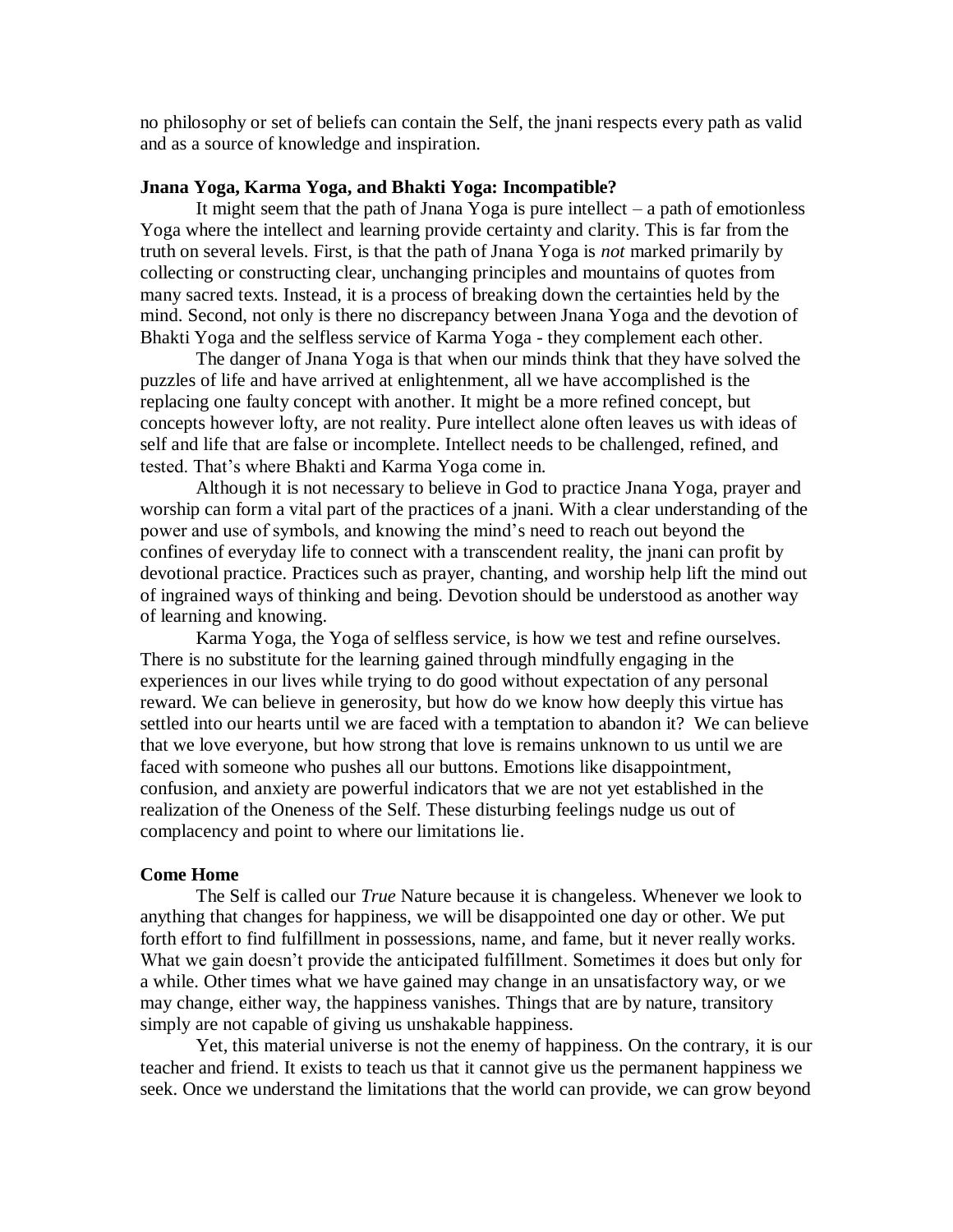no philosophy or set of beliefs can contain the Self, the jnani respects every path as valid and as a source of knowledge and inspiration.

**Jnana Yoga, Karma Yoga, and Bhakti Yoga: Incompatible?**

It might seem that the path of Jnana Yoga is pure intellect – a path of emotionless Yoga where the intellect and learning provide certainty and clarity. This is far from the truth on several levels. First, is that the path of Jnana Yoga is *not* marked primarily by collecting or constructing clear, unchanging principles and mountains of quotes from many sacred texts. Instead, it is a process of breaking down the certainties held by the mind. Second, not only is there no discrepancy between Jnana Yoga and the devotion of Bhakti Yoga and the selfless service of Karma Yoga - they complement each other.

The danger of Jnana Yoga is that when our minds think that they have solved the puzzles of life and have arrived at enlightenment, all we have accomplished is the replacing one faulty concept with another. It might be a more refined concept, but concepts however lofty, are not reality. Pure intellect alone often leaves us with ideas of self and life that are false or incomplete. Intellect needs to be challenged, refined, and tested. That's where Bhakti and Karma Yoga come in.

Although it is not necessary to believe in God to practice Jnana Yoga, prayer and worship can form a vital part of the practices of a jnani. With a clear understanding of the power and use of symbols, and knowing the mind's need to reach out beyond the confines of everyday life to connect with a transcendent reality, the jnani can profit by devotional practice. Practices such as prayer, chanting, and worship help lift the mind out of ingrained ways of thinking and being. Devotion should be understood as another way of learning and knowing.

Karma Yoga, the Yoga of selfless service, is how we test and refine ourselves. There is no substitute for the learning gained through mindfully engaging in the experiences in our lives while trying to do good without expectation of any personal reward. We can believe in generosity, but how do we know how deeply this virtue has settled into our hearts until we are faced with a temptation to abandon it? We can believe that we love everyone, but how strong that love is remains unknown to us until we are faced with someone who pushes all our buttons. Emotions like disappointment, confusion, and anxiety are powerful indicators that we are not yet established in the realization of the Oneness of the Self. These disturbing feelings nudge us out of complacency and point to where our limitations lie.

**Come Home**

The Self is called our *True* Nature because it is changeless. Whenever we look to anything that changes for happiness, we will be disappointed one day or other. We put forth effort to find fulfillment in possessions, name, and fame, but it never really works. What we gain doesn't provide the anticipated fulfillment. Sometimes it does but only for a while. Other times what we have gained may change in an unsatisfactory way, or we may change, either way, the happiness vanishes. Things that are by nature, transitory simply are not capable of giving us unshakable happiness.

Yet, this material universe is not the enemy of happiness. On the contrary, it is our teacher and friend. It exists to teach us that it cannot give us the permanent happiness we seek. Once we understand the limitations that the world can provide, we can grow beyond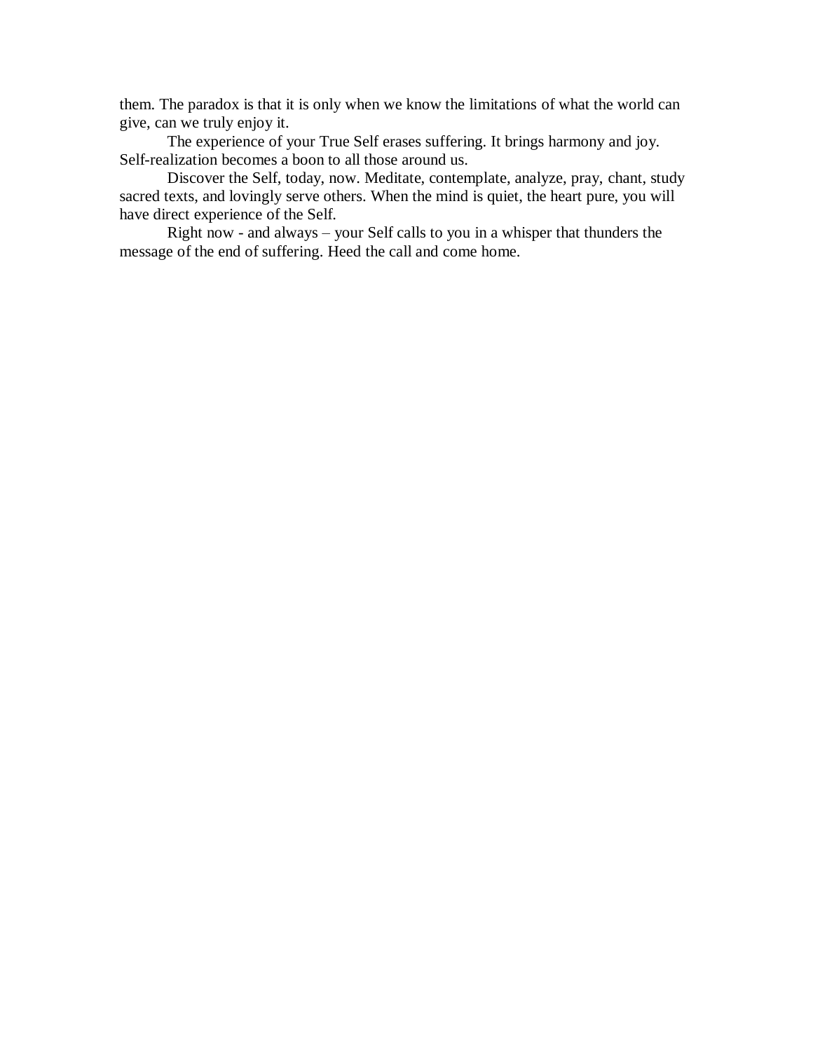them. The paradox is that it is only when we know the limitations of what the world can give, can we truly enjoy it.

The experience of your True Self erases suffering. It brings harmony and joy. Self-realization becomes a boon to all those around us.

Discover the Self, today, now. Meditate, contemplate, analyze, pray, chant, study sacred texts, and lovingly serve others. When the mind is quiet, the heart pure, you will have direct experience of the Self.

Right now - and always – your Self calls to you in a whisper that thunders the message of the end of suffering. Heed the call and come home.